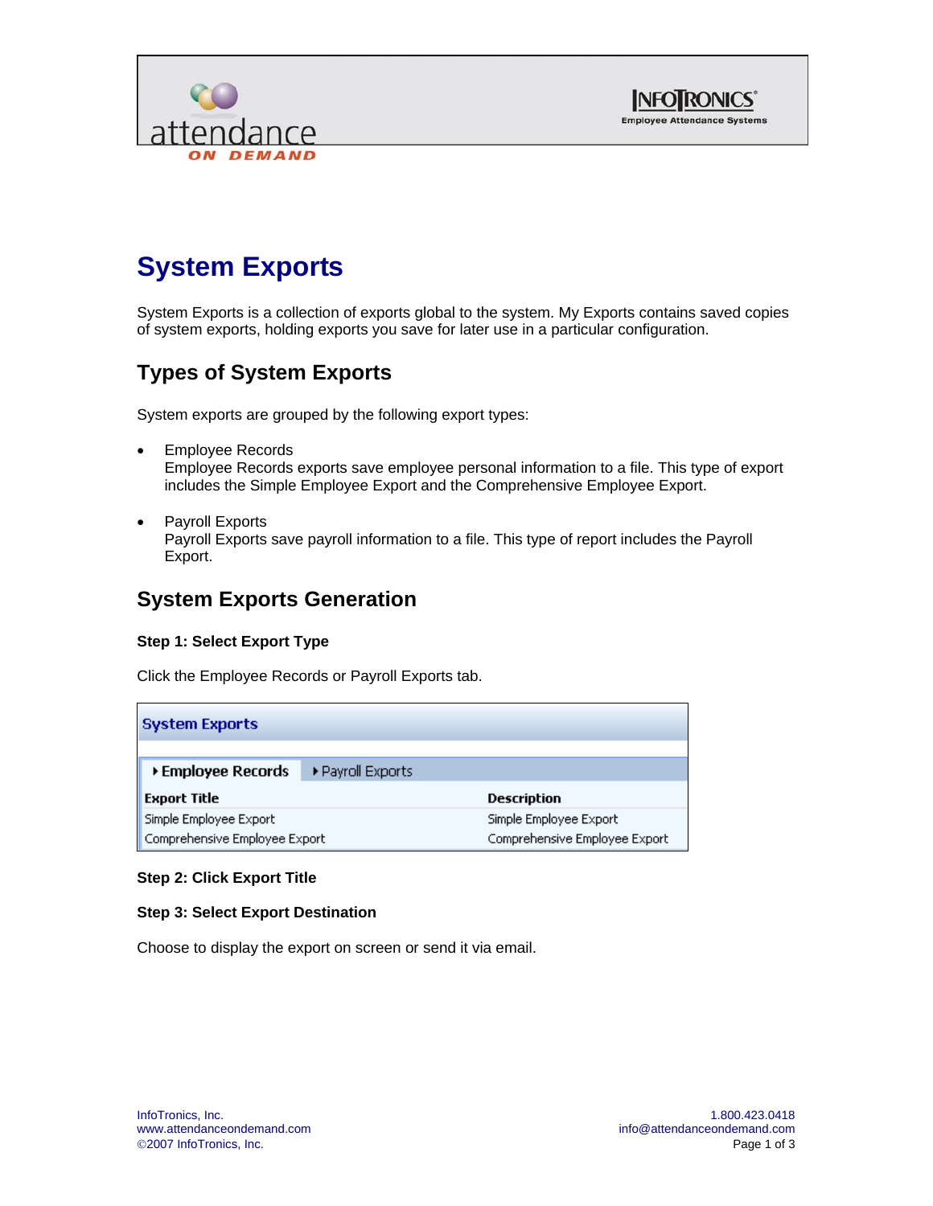# System Exports

System Exports is a collection of exports global to the system. My Exports contains saved copies of system exports, holding exports you save for later use in a particular configuration.

## Types of System Exports

System exports are grouped by the following export types:

- Employee Records
  Employee Records exports save employee personal information to a file. This type of export includes the Simple Employee Export and the Comprehensive Employee Export.

- Payroll Exports
  Payroll Exports save payroll information to a file. This type of report includes the Payroll Export.

## System Exports Generation

**Step 1: Select Export Type**

Click the Employee Records or Payroll Exports tab.

**System Exports**

▸ **Employee Records** ▸ Payroll Exports

| Export Title | Description |
|---|---|
| Simple Employee Export | Simple Employee Export |
| Comprehensive Employee Export | Comprehensive Employee Export |

**Step 2: Click Export Title**

**Step 3: Select Export Destination**

Choose to display the export on screen or send it via email.

InfoTronics, Inc.
www.attendanceondemand.com
©2007 InfoTronics, Inc.

1.800.423.0418
info@attendanceondemand.com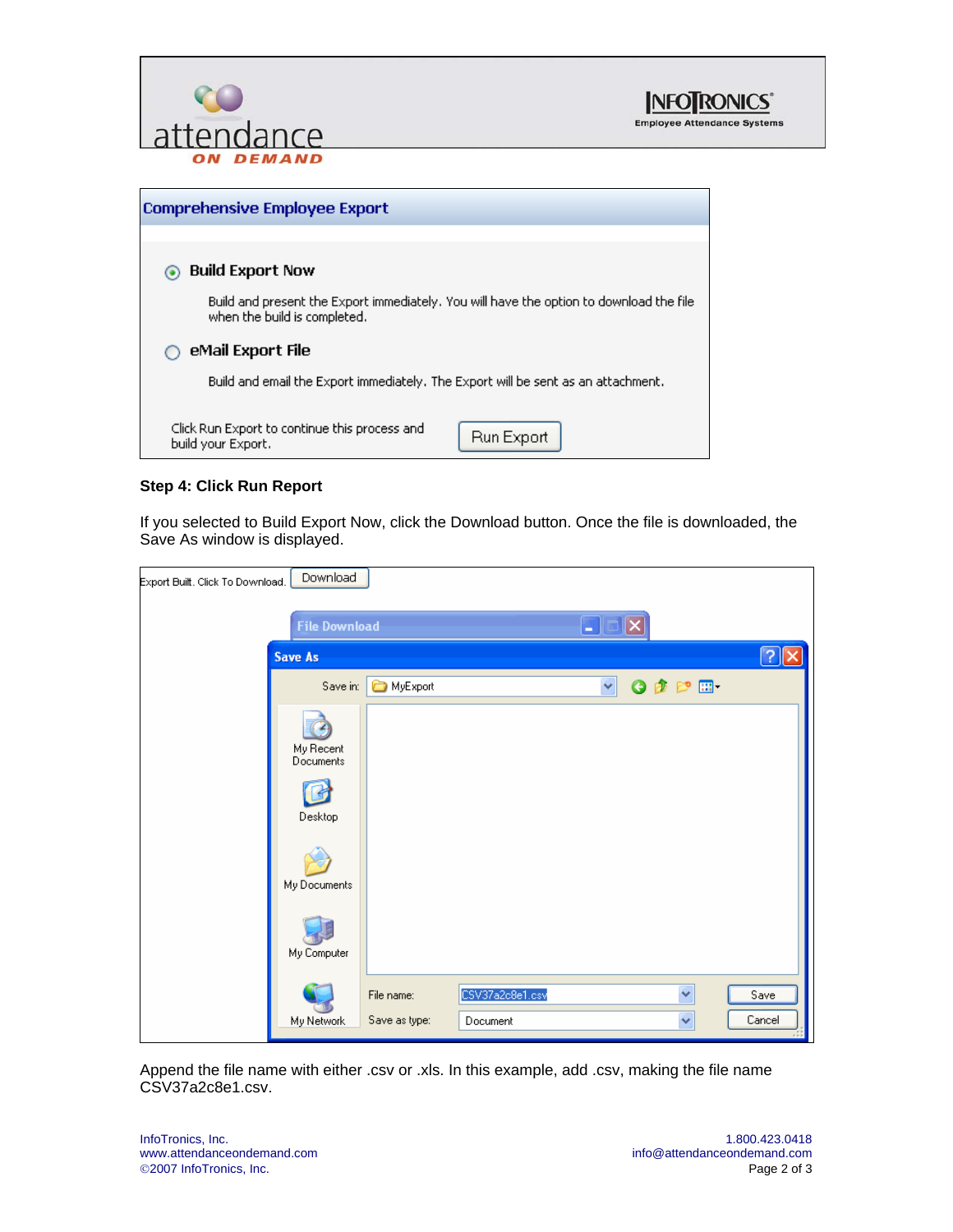## Comprehensive Employee Export

**Build Export Now**

Build and present the Export immediately. You will have the option to download the file when the build is completed.

**eMail Export File**

Build and email the Export immediately. The Export will be sent as an attachment.

Click Run Export to continue this process and build your Export. Run Export

**Step 4: Click Run Report**

If you selected to Build Export Now, click the Download button. Once the file is downloaded, the Save As window is displayed.

Export Built. Click To Download. Download

File Download

Save As

Save in: MyExport

My Recent Documents
Desktop
My Documents
My Computer
My Network

File name: CSV37a2c8e1.csv Save
Save as type: Document Cancel

Append the file name with either .csv or .xls. In this example, add .csv, making the file name CSV37a2c8e1.csv.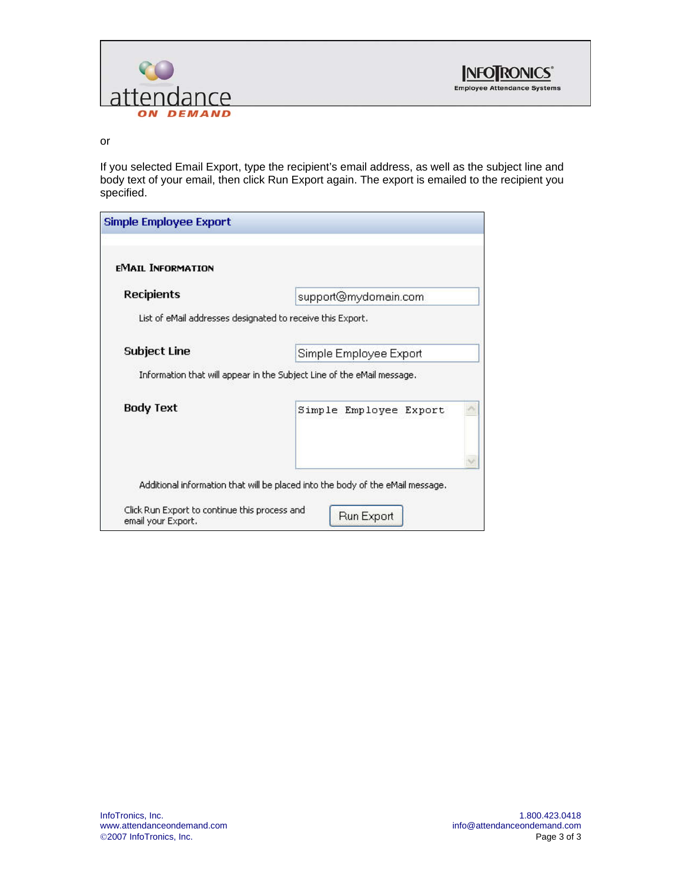or

If you selected Email Export, type the recipient's email address, as well as the subject line and body text of your email, then click Run Export again. The export is emailed to the recipient you specified.

**Simple Employee Export**

**EMAIL INFORMATION**

**Recipients** support@mydomain.com

List of eMail addresses designated to receive this Export.

**Subject Line** Simple Employee Export

Information that will appear in the Subject Line of the eMail message.

**Body Text** Simple Employee Export

Additional information that will be placed into the body of the eMail message.

Click Run Export to continue this process and email your Export. Run Export

InfoTronics, Inc.
www.attendanceondemand.com
©2007 InfoTronics, Inc.

1.800.423.0418
info@attendanceondemand.com